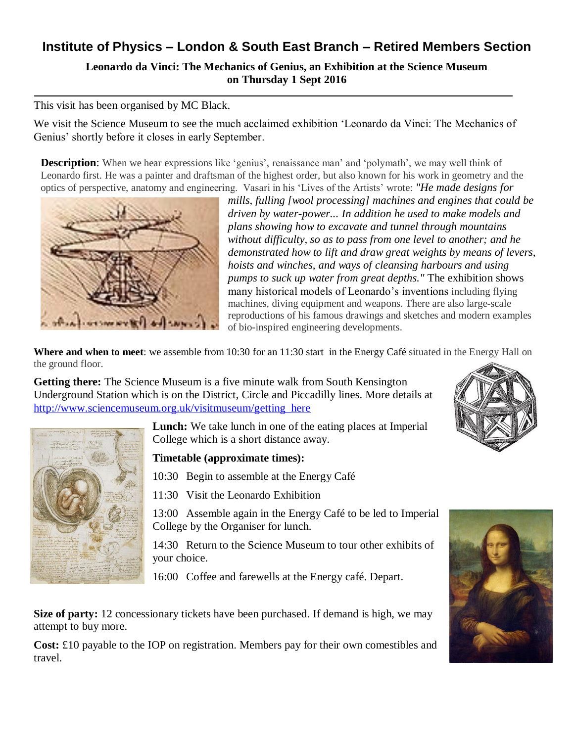# Institute of Physics – London & South East Branch – Retired Members Section

## Leonardo da Vinci: The Mechanics of Genius, an Exhibition at the Science Museum on Thursday 1 Sept 2016

This visit has been organised by MC Black.

We visit the Science Museum to see the much acclaimed exhibition 'Leonardo da Vinci: The Mechanics of Genius' shortly before it closes in early September.

**Description**: When we hear expressions like 'genius', renaissance man' and 'polymath', we may well think of Leonardo first. He was a painter and draftsman of the highest order, but also known for his work in geometry and the optics of perspective, anatomy and engineering. Vasari in his 'Lives of the Artists' wrote: *"He made designs for mills, fulling [wool processing] machines and engines that could be driven by water-power... In addition he used to make models and plans showing how to excavate and tunnel through mountains without difficulty, so as to pass from one level to another; and he demonstrated how to lift and draw great weights by means of levers, hoists and winches, and ways of cleansing harbours and using pumps to suck up water from great depths."* The exhibition shows many historical models of Leonardo's inventions including flying machines, diving equipment and weapons. There are also large-scale reproductions of his famous drawings and sketches and modern examples of bio-inspired engineering developments.

**Where and when to meet**: we assemble from 10:30 for an 11:30 start in the Energy Café situated in the Energy Hall on the ground floor.

**Getting there:** The Science Museum is a five minute walk from South Kensington Underground Station which is on the District, Circle and Piccadilly lines. More details at http://www.sciencemuseum.org.uk/visitmuseum/getting_here

**Lunch:** We take lunch in one of the eating places at Imperial College which is a short distance away.

**Timetable (approximate times):**

10:30 Begin to assemble at the Energy Café

11:30 Visit the Leonardo Exhibition

13:00 Assemble again in the Energy Café to be led to Imperial College by the Organiser for lunch.

14:30 Return to the Science Museum to tour other exhibits of your choice.

16:00 Coffee and farewells at the Energy café. Depart.

**Size of party:** 12 concessionary tickets have been purchased. If demand is high, we may attempt to buy more.

**Cost:** £10 payable to the IOP on registration. Members pay for their own comestibles and travel.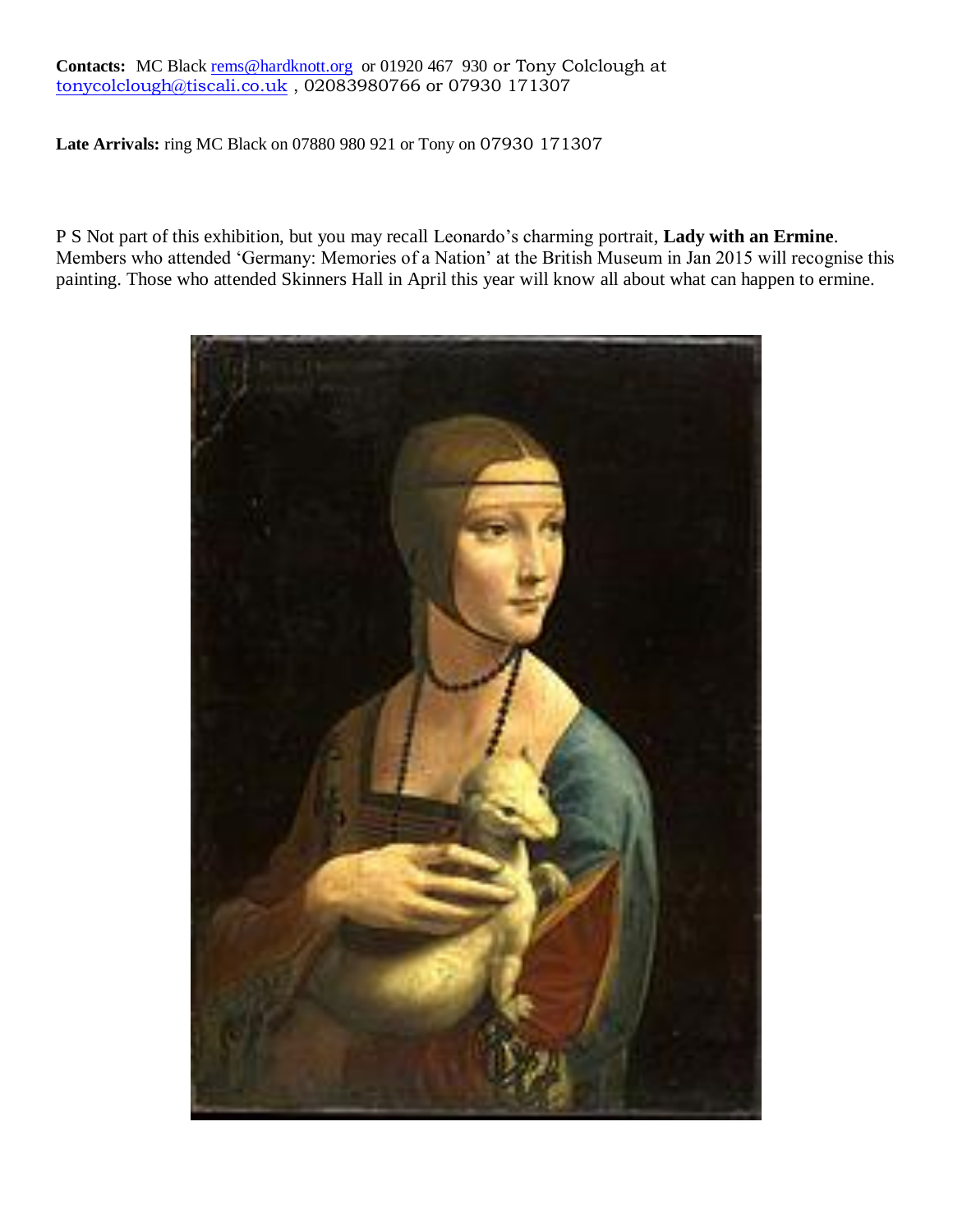**Contacts:** MC Black rems@hardknott.org or 01920 467 930 or Tony Colclough at tonycolclough@tiscali.co.uk , 02083980766 or 07930 171307

**Late Arrivals:** ring MC Black on 07880 980 921 or Tony on 07930 171307

P S Not part of this exhibition, but you may recall Leonardo's charming portrait, **Lady with an Ermine**. Members who attended 'Germany: Memories of a Nation' at the British Museum in Jan 2015 will recognise this painting. Those who attended Skinners Hall in April this year will know all about what can happen to ermine.